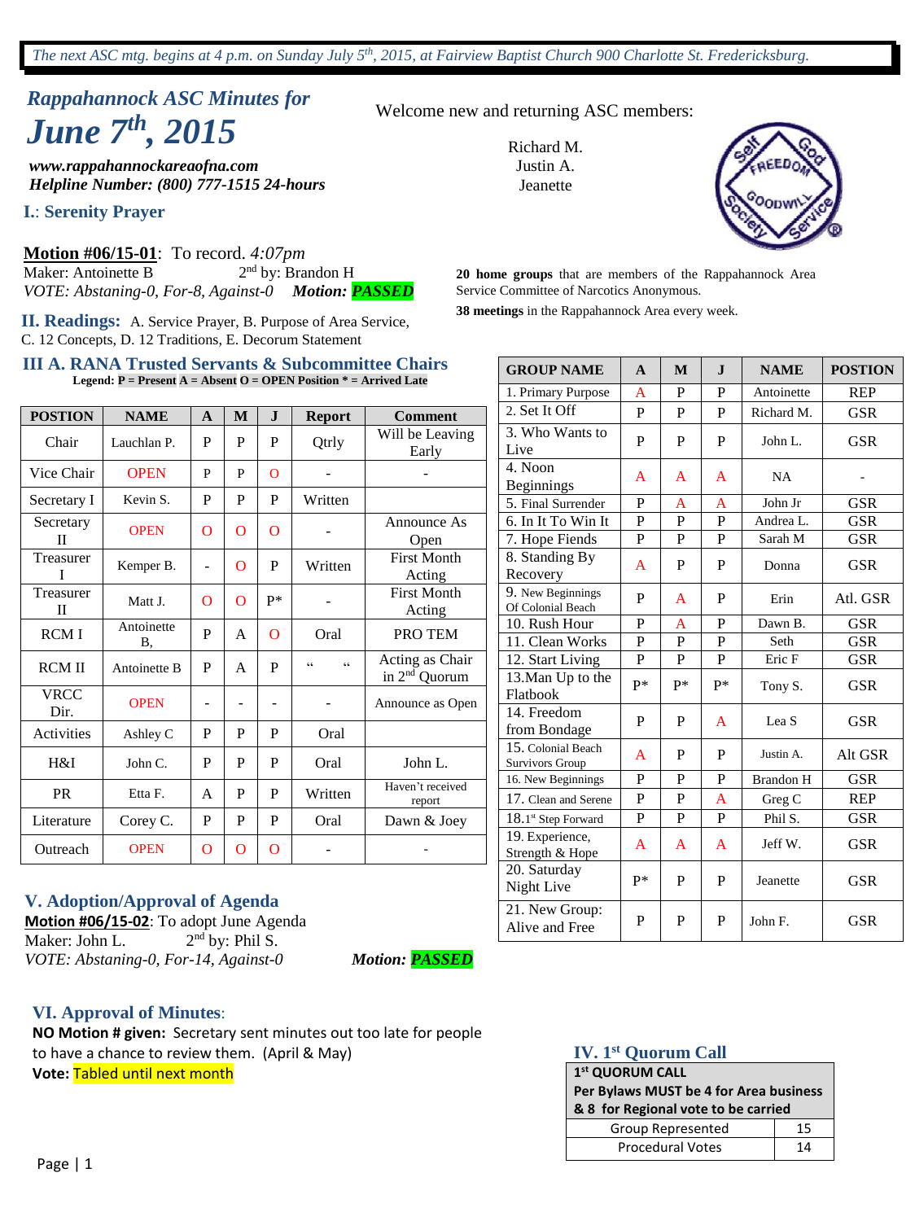*The next ASC mtg. begins at 4 p.m. on Sunday July 5th, 2015, at Fairview Baptist Church 900 Charlotte St. Fredericksburg.*

## *Rappahannock ASC Minutes for*
# *June 7th, 2015*

***www.rappahannockareaofna.com***
***Helpline Number: (800) 777-1515 24-hours***

Welcome new and returning ASC members:

Richard M.
Justin A.
Jeanette

**20 home groups** that are members of the Rappahannock Area Service Committee of Narcotics Anonymous.

**38 meetings** in the Rappahannock Area every week.

### I.: Serenity Prayer

**Motion #06/15-01**: To record. *4:07pm*
Maker: Antoinette B 2nd by: Brandon H
*VOTE: Abstaning-0, For-8, Against-0* ***Motion: PASSED***

### II. Readings: 
A. Service Prayer, B. Purpose of Area Service, C. 12 Concepts, D. 12 Traditions, E. Decorum Statement

### III A. RANA Trusted Servants & Subcommittee Chairs

**Legend: P = Present A = Absent O = OPEN Position * = Arrived Late**

| POSTION | NAME | A | M | J | Report | Comment |
|---|---|---|---|---|---|---|
| Chair | Lauchlan P. | P | P | P | Qtrly | Will be Leaving Early |
| Vice Chair | OPEN | P | P | O | - | - |
| Secretary I | Kevin S. | P | P | P | Written | |
| Secretary II | OPEN | O | O | O | - | Announce As Open |
| Treasurer I | Kemper B. | - | O | P | Written | First Month Acting |
| Treasurer II | Matt J. | O | O | P* | - | First Month Acting |
| RCM I | Antoinette B, | P | A | O | Oral | PRO TEM |
| RCM II | Antoinette B | P | A | P | " " | Acting as Chair in 2nd Quorum |
| VRCC Dir. | OPEN | - | - | - | - | Announce as Open |
| Activities | Ashley C | P | P | P | Oral | |
| H&I | John C. | P | P | P | Oral | John L. |
| PR | Etta F. | A | P | P | Written | Haven't received report |
| Literature | Corey C. | P | P | P | Oral | Dawn & Joey |
| Outreach | OPEN | O | O | O | - | - |

| GROUP NAME | A | M | J | NAME | POSTION |
|---|---|---|---|---|---|
| 1. Primary Purpose | A | P | P | Antoinette | REP |
| 2. Set It Off | P | P | P | Richard M. | GSR |
| 3. Who Wants to Live | P | P | P | John L. | GSR |
| 4. Noon Beginnings | A | A | A | NA | - |
| 5. Final Surrender | P | A | A | John Jr | GSR |
| 6. In It To Win It | P | P | P | Andrea L. | GSR |
| 7. Hope Fiends | P | P | P | Sarah M | GSR |
| 8. Standing By Recovery | A | P | P | Donna | GSR |
| 9. New Beginnings Of Colonial Beach | P | A | P | Erin | Atl. GSR |
| 10. Rush Hour | P | A | P | Dawn B. | GSR |
| 11. Clean Works | P | P | P | Seth | GSR |
| 12. Start Living | P | P | P | Eric F | GSR |
| 13.Man Up to the Flatbook | P* | P* | P* | Tony S. | GSR |
| 14. Freedom from Bondage | P | P | A | Lea S | GSR |
| 15. Colonial Beach Survivors Group | A | P | P | Justin A. | Alt GSR |
| 16. New Beginnings | P | P | P | Brandon H | GSR |
| 17. Clean and Serene | P | P | A | Greg C | REP |
| 18.1st Step Forward | P | P | P | Phil S. | GSR |
| 19. Experience, Strength & Hope | A | A | A | Jeff W. | GSR |
| 20. Saturday Night Live | P* | P | P | Jeanette | GSR |
| 21. New Group: Alive and Free | P | P | P | John F. | GSR |

### IV. 1st Quorum Call

| 1st QUORUM CALL Per Bylaws MUST be 4 for Area business & 8 for Regional vote to be carried | |
|---|---|
| Group Represented | 15 |
| Procedural Votes | 14 |

### V. Adoption/Approval of Agenda

**Motion #06/15-02**: To adopt June Agenda
Maker: John L. 2nd by: Phil S.
*VOTE: Abstaning-0, For-14, Against-0* ***Motion: PASSED***

### VI. Approval of Minutes:

**NO Motion # given:** Secretary sent minutes out too late for people to have a chance to review them. (April & May)
**Vote:** Tabled until next month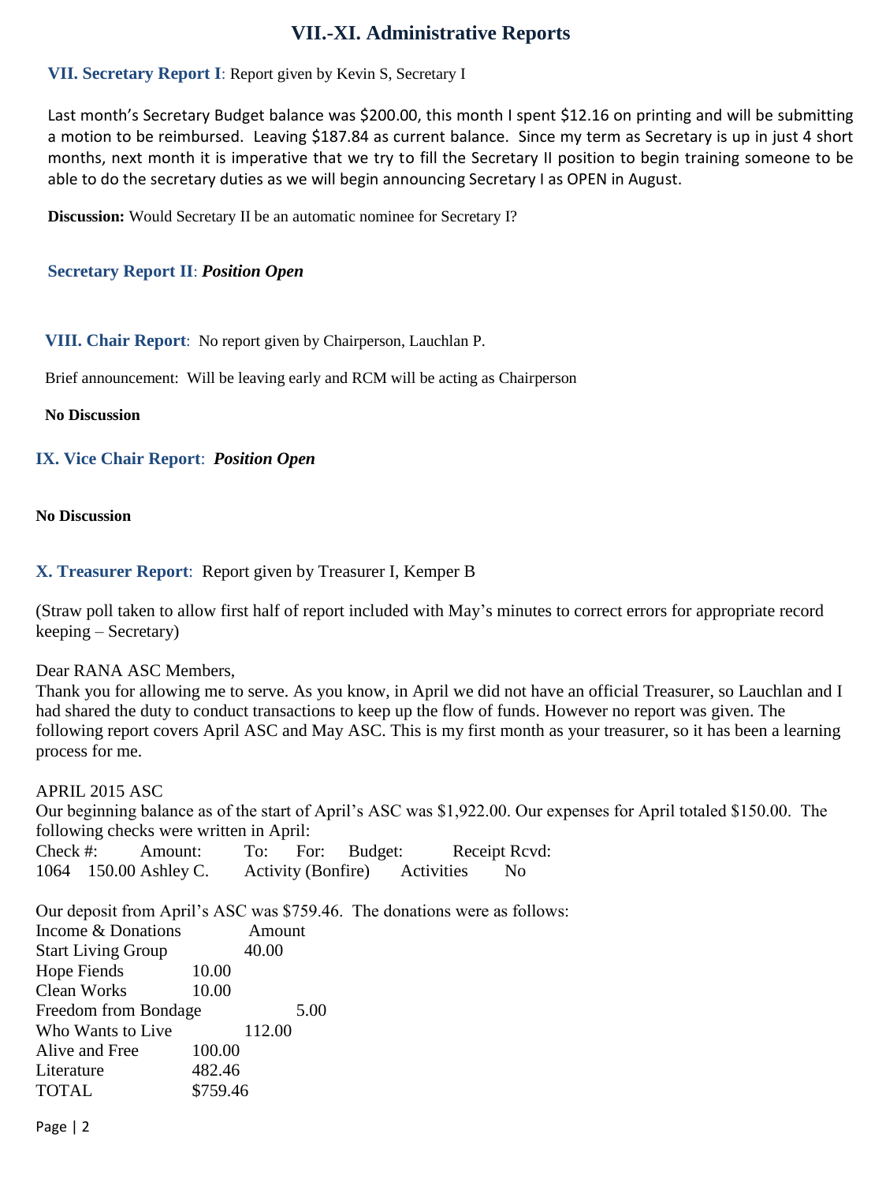# VII.-XI. Administrative Reports

### VII. Secretary Report I: Report given by Kevin S, Secretary I

Last month's Secretary Budget balance was $200.00, this month I spent $12.16 on printing and will be submitting a motion to be reimbursed. Leaving $187.84 as current balance. Since my term as Secretary is up in just 4 short months, next month it is imperative that we try to fill the Secretary II position to begin training someone to be able to do the secretary duties as we will begin announcing Secretary I as OPEN in August.

**Discussion:** Would Secretary II be an automatic nominee for Secretary I?

### Secretary Report II: ***Position Open***

### VIII. Chair Report: No report given by Chairperson, Lauchlan P.

Brief announcement: Will be leaving early and RCM will be acting as Chairperson

**No Discussion**

### IX. Vice Chair Report: ***Position Open***

**No Discussion**

### X. Treasurer Report: Report given by Treasurer I, Kemper B

(Straw poll taken to allow first half of report included with May's minutes to correct errors for appropriate record keeping – Secretary)

Dear RANA ASC Members,

Thank you for allowing me to serve. As you know, in April we did not have an official Treasurer, so Lauchlan and I had shared the duty to conduct transactions to keep up the flow of funds. However no report was given. The following report covers April ASC and May ASC. This is my first month as your treasurer, so it has been a learning process for me.

APRIL 2015 ASC

Our beginning balance as of the start of April's ASC was $1,922.00. Our expenses for April totaled $150.00. The following checks were written in April:

| Check #: | Amount: | To: | For: | Budget: | Receipt Rcvd: |
|---|---|---|---|---|---|
| 1064 | 150.00 | Ashley C. | Activity (Bonfire) | Activities | No |

Our deposit from April's ASC was $759.46. The donations were as follows:

| Income & Donations | Amount |
|---|---|
| Start Living Group | 40.00 |
| Hope Fiends | 10.00 |
| Clean Works | 10.00 |
| Freedom from Bondage | 5.00 |
| Who Wants to Live | 112.00 |
| Alive and Free | 100.00 |
| Literature | 482.46 |
| TOTAL | $759.46 |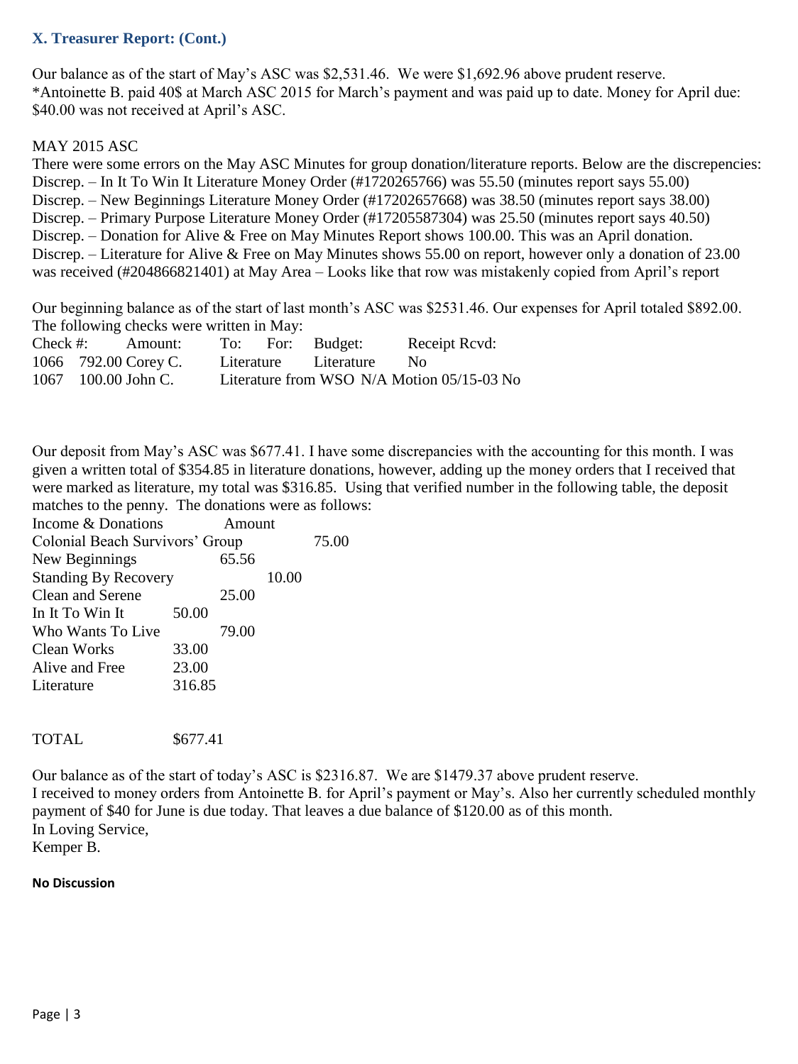## X. Treasurer Report: (Cont.)

Our balance as of the start of May's ASC was $2,531.46. We were $1,692.96 above prudent reserve.
*Antoinette B. paid 40$ at March ASC 2015 for March's payment and was paid up to date. Money for April due: $40.00 was not received at April's ASC.

MAY 2015 ASC
There were some errors on the May ASC Minutes for group donation/literature reports. Below are the discrepencies:
Discrep. – In It To Win It Literature Money Order (#1720265766) was 55.50 (minutes report says 55.00)
Discrep. – New Beginnings Literature Money Order (#17202657668) was 38.50 (minutes report says 38.00)
Discrep. – Primary Purpose Literature Money Order (#17205587304) was 25.50 (minutes report says 40.50)
Discrep. – Donation for Alive & Free on May Minutes Report shows 100.00. This was an April donation.
Discrep. – Literature for Alive & Free on May Minutes shows 55.00 on report, however only a donation of 23.00 was received (#204866821401) at May Area – Looks like that row was mistakenly copied from April's report

Our beginning balance as of the start of last month's ASC was $2531.46. Our expenses for April totaled $892.00. The following checks were written in May:

| Check #: | Amount: | To: | For: | Budget: | Receipt Rcvd: |
|---|---|---|---|---|---|
| 1066 | 792.00 | Corey C. | Literature | Literature | No |
| 1067 | 100.00 | John C. | Literature from WSO | N/A Motion 05/15-03 | No |

Our deposit from May's ASC was $677.41. I have some discrepancies with the accounting for this month. I was given a written total of $354.85 in literature donations, however, adding up the money orders that I received that were marked as literature, my total was $316.85. Using that verified number in the following table, the deposit matches to the penny. The donations were as follows:

| Income & Donations | Amount |
|---|---|
| Colonial Beach Survivors' Group | 75.00 |
| New Beginnings | 65.56 |
| Standing By Recovery | 10.00 |
| Clean and Serene | 25.00 |
| In It To Win It | 50.00 |
| Who Wants To Live | 79.00 |
| Clean Works | 33.00 |
| Alive and Free | 23.00 |
| Literature | 316.85 |
| TOTAL | $677.41 |

Our balance as of the start of today's ASC is $2316.87. We are $1479.37 above prudent reserve.
I received to money orders from Antoinette B. for April's payment or May's. Also her currently scheduled monthly payment of $40 for June is due today. That leaves a due balance of $120.00 as of this month.
In Loving Service,
Kemper B.

**No Discussion**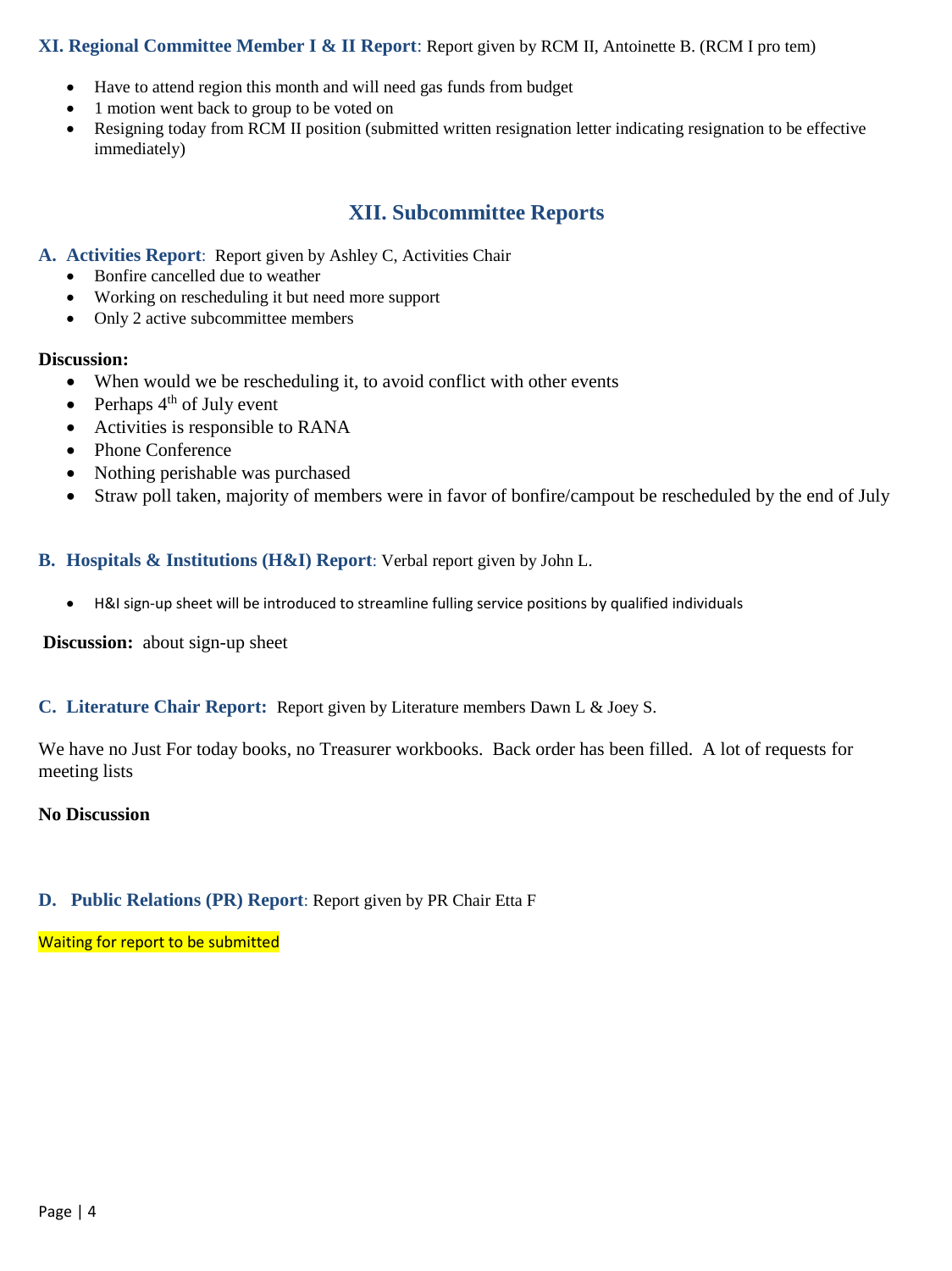### XI. Regional Committee Member I & II Report: Report given by RCM II, Antoinette B. (RCM I pro tem)

- Have to attend region this month and will need gas funds from budget
- 1 motion went back to group to be voted on
- Resigning today from RCM II position (submitted written resignation letter indicating resignation to be effective immediately)

## XII. Subcommittee Reports

### A. Activities Report: Report given by Ashley C, Activities Chair

- Bonfire cancelled due to weather
- Working on rescheduling it but need more support
- Only 2 active subcommittee members

**Discussion:**

- When would we be rescheduling it, to avoid conflict with other events
- Perhaps 4th of July event
- Activities is responsible to RANA
- Phone Conference
- Nothing perishable was purchased
- Straw poll taken, majority of members were in favor of bonfire/campout be rescheduled by the end of July

### B. Hospitals & Institutions (H&I) Report: Verbal report given by John L.

- H&I sign-up sheet will be introduced to streamline fulling service positions by qualified individuals

**Discussion:** about sign-up sheet

### C. Literature Chair Report: Report given by Literature members Dawn L & Joey S.

We have no Just For today books, no Treasurer workbooks. Back order has been filled. A lot of requests for meeting lists

**No Discussion**

### D. Public Relations (PR) Report: Report given by PR Chair Etta F

Waiting for report to be submitted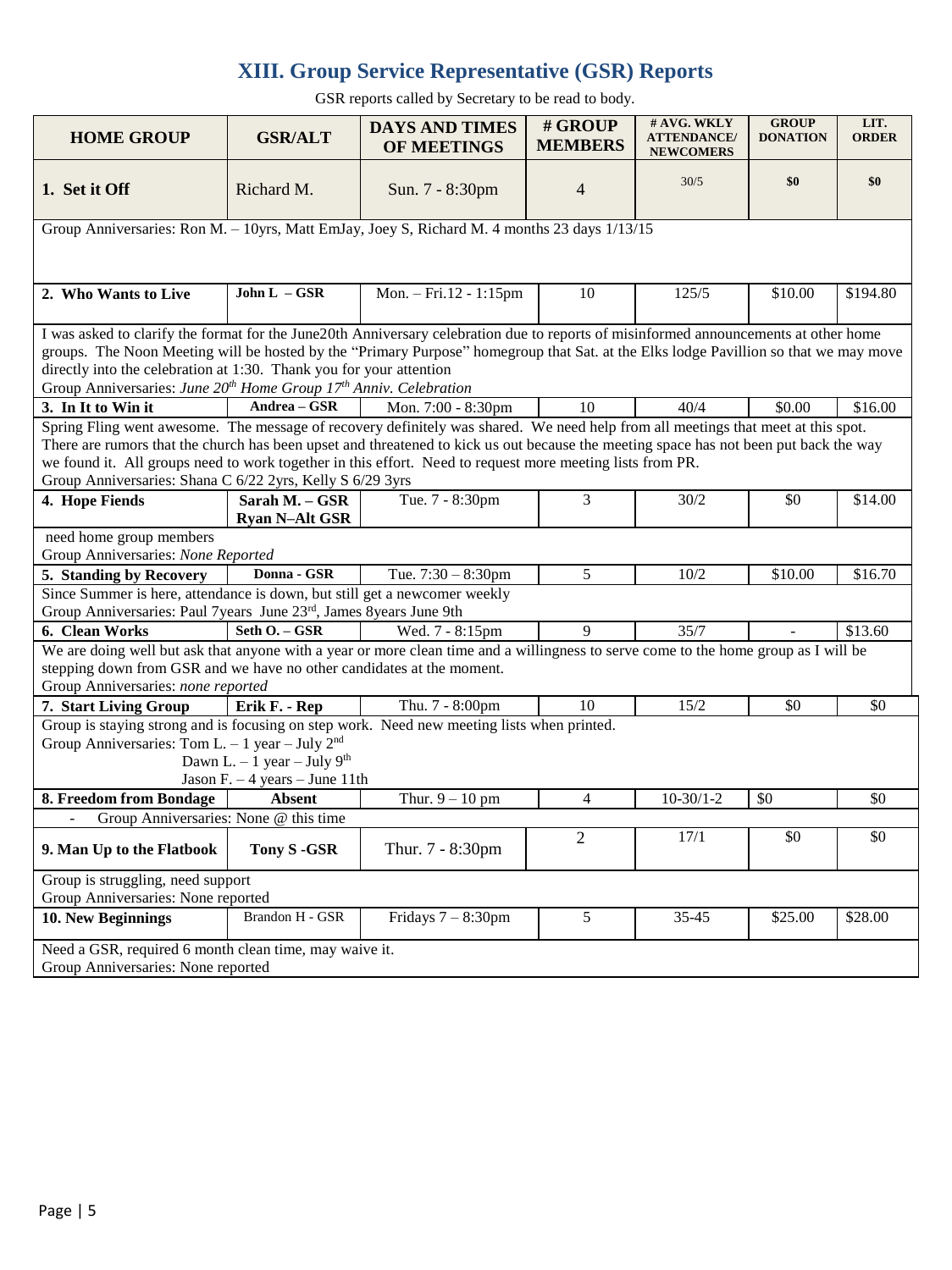## XIII. Group Service Representative (GSR) Reports

GSR reports called by Secretary to be read to body.

| HOME GROUP | GSR/ALT | DAYS AND TIMES OF MEETINGS | # GROUP MEMBERS | # AVG. WKLY ATTENDANCE/ NEWCOMERS | GROUP DONATION | LIT. ORDER |
|---|---|---|---|---|---|---|
| **1. Set it Off** | Richard M. | Sun. 7 - 8:30pm | 4 | 30/5 | **$0** | **$0** |
| Group Anniversaries: Ron M. – 10yrs, Matt EmJay, Joey S, Richard M. 4 months 23 days 1/13/15 | | | | | | |
| **2. Who Wants to Live** | **John L – GSR** | Mon. – Fri.12 - 1:15pm | 10 | 125/5 | $10.00 | $194.80 |
| I was asked to clarify the format for the June20th Anniversary celebration due to reports of misinformed announcements at other home groups. The Noon Meeting will be hosted by the "Primary Purpose" homegroup that Sat. at the Elks lodge Pavillion so that we may move directly into the celebration at 1:30. Thank you for your attention<br>Group Anniversaries: *June 20th Home Group 17th Anniv. Celebration* | | | | | | |
| **3. In It to Win it** | **Andrea – GSR** | Mon. 7:00 - 8:30pm | 10 | 40/4 | $0.00 | $16.00 |
| Spring Fling went awesome. The message of recovery definitely was shared. We need help from all meetings that meet at this spot. There are rumors that the church has been upset and threatened to kick us out because the meeting space has not been put back the way we found it. All groups need to work together in this effort. Need to request more meeting lists from PR.<br>Group Anniversaries: Shana C 6/22 2yrs, Kelly S 6/29 3yrs | | | | | | |
| **4. Hope Fiends** | **Sarah M. – GSR**<br>**Ryan N–Alt GSR** | Tue. 7 - 8:30pm | 3 | 30/2 | $0 | $14.00 |
| need home group members<br>Group Anniversaries: *None Reported* | | | | | | |
| **5. Standing by Recovery** | **Donna - GSR** | Tue. 7:30 – 8:30pm | 5 | 10/2 | $10.00 | $16.70 |
| Since Summer is here, attendance is down, but still get a newcomer weekly<br>Group Anniversaries: Paul 7years June 23rd, James 8years June 9th | | | | | | |
| **6. Clean Works** | **Seth O. – GSR** | Wed. 7 - 8:15pm | 9 | 35/7 | - | $13.60 |
| We are doing well but ask that anyone with a year or more clean time and a willingness to serve come to the home group as I will be stepping down from GSR and we have no other candidates at the moment.<br>Group Anniversaries: *none reported* | | | | | | |
| **7. Start Living Group** | **Erik F. - Rep** | Thu. 7 - 8:00pm | 10 | 15/2 | $0 | $0 |
| Group is staying strong and is focusing on step work. Need new meeting lists when printed.<br>Group Anniversaries: Tom L. – 1 year – July 2nd<br>Dawn L. – 1 year – July 9th<br>Jason F. – 4 years – June 11th | | | | | | |
| **8. Freedom from Bondage** | **Absent** | Thur. 9 – 10 pm | 4 | 10-30/1-2 | $0 | $0 |
| - Group Anniversaries: None @ this time | | | | | | |
| **9. Man Up to the Flatbook** | **Tony S -GSR** | Thur. 7 - 8:30pm | 2 | 17/1 | $0 | $0 |
| Group is struggling, need support<br>Group Anniversaries: None reported | | | | | | |
| **10. New Beginnings** | Brandon H - GSR | Fridays 7 – 8:30pm | 5 | 35-45 | $25.00 | $28.00 |
| Need a GSR, required 6 month clean time, may waive it.<br>Group Anniversaries: None reported | | | | | | |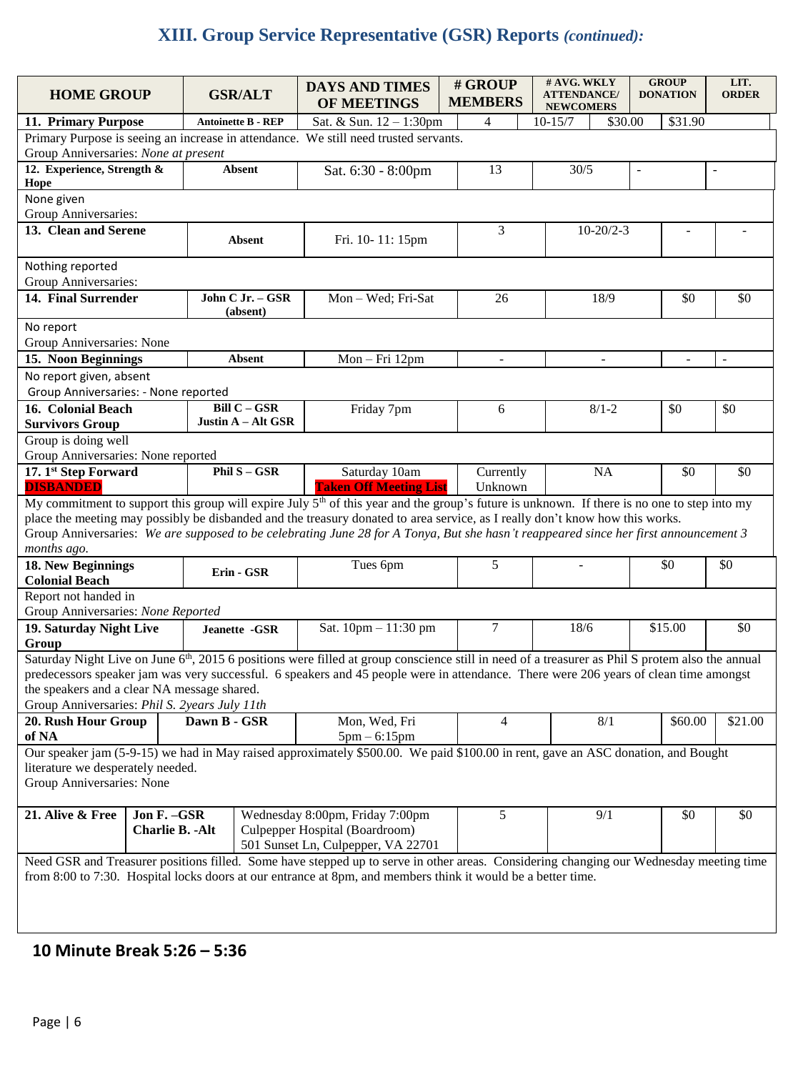## XIII. Group Service Representative (GSR) Reports *(continued):*

| HOME GROUP | GSR/ALT | DAYS AND TIMES OF MEETINGS | # GROUP MEMBERS | # AVG. WKLY ATTENDANCE/ NEWCOMERS | GROUP DONATION | LIT. ORDER |
|---|---|---|---|---|---|---|
| **11. Primary Purpose** | **Antoinette B - REP** | Sat. & Sun. 12 – 1:30pm | 4 | 10-15/7 | $30.00 | $31.90 |
| Primary Purpose is seeing an increase in attendance. We still need trusted servants. Group Anniversaries: *None at present* | | | | | | |
| **12. Experience, Strength & Hope** | **Absent** | Sat. 6:30 - 8:00pm | 13 | 30/5 | - | - |
| None given Group Anniversaries: | | | | | | |
| **13. Clean and Serene** | **Absent** | Fri. 10- 11: 15pm | 3 | 10-20/2-3 | - | - |
| Nothing reported Group Anniversaries: | | | | | | |
| **14. Final Surrender** | **John C Jr. – GSR (absent)** | Mon – Wed; Fri-Sat | 26 | 18/9 | $0 | $0 |
| No report Group Anniversaries: None | | | | | | |
| **15. Noon Beginnings** | **Absent** | Mon – Fri 12pm | - | - | - | - |
| No report given, absent Group Anniversaries: - None reported | | | | | | |
| **16. Colonial Beach Survivors Group** | **Bill C – GSR Justin A – Alt GSR** | Friday 7pm | 6 | 8/1-2 | $0 | $0 |
| Group is doing well Group Anniversaries: None reported | | | | | | |
| **17. 1st Step Forward DISBANDED** | **Phil S – GSR** | Saturday 10am **Taken Off Meeting List** | Currently Unknown | NA | $0 | $0 |
| My commitment to support this group will expire July 5th of this year and the group's future is unknown. If there is no one to step into my place the meeting may possibly be disbanded and the treasury donated to area service, as I really don't know how this works. Group Anniversaries: *We are supposed to be celebrating June 28 for A Tonya, But she hasn't reappeared since her first announcement 3 months ago.* | | | | | | |
| **18. New Beginnings Colonial Beach** | **Erin - GSR** | Tues 6pm | 5 | - | $0 | $0 |
| Report not handed in Group Anniversaries: *None Reported* | | | | | | |
| **19. Saturday Night Live Group** | **Jeanette -GSR** | Sat. 10pm – 11:30 pm | 7 | 18/6 | $15.00 | $0 |
| Saturday Night Live on June 6th, 2015 6 positions were filled at group conscience still in need of a treasurer as Phil S protem also the annual predecessors speaker jam was very successful. 6 speakers and 45 people were in attendance. There were 206 years of clean time amongst the speakers and a clear NA message shared. Group Anniversaries: *Phil S. 2years July 11th* | | | | | | |
| **20. Rush Hour Group of NA** | **Dawn B - GSR** | Mon, Wed, Fri 5pm – 6:15pm | 4 | 8/1 | $60.00 | $21.00 |
| Our speaker jam (5-9-15) we had in May raised approximately $500.00. We paid $100.00 in rent, gave an ASC donation, and Bought literature we desperately needed. Group Anniversaries: None | | | | | | |
| **21. Alive & Free** | **Jon F. –GSR Charlie B. -Alt** | Wednesday 8:00pm, Friday 7:00pm Culpepper Hospital (Boardroom) 501 Sunset Ln, Culpepper, VA 22701 | 5 | 9/1 | $0 | $0 |
| Need GSR and Treasurer positions filled. Some have stepped up to serve in other areas. Considering changing our Wednesday meeting time from 8:00 to 7:30. Hospital locks doors at our entrance at 8pm, and members think it would be a better time. | | | | | | |

## 10 Minute Break 5:26 – 5:36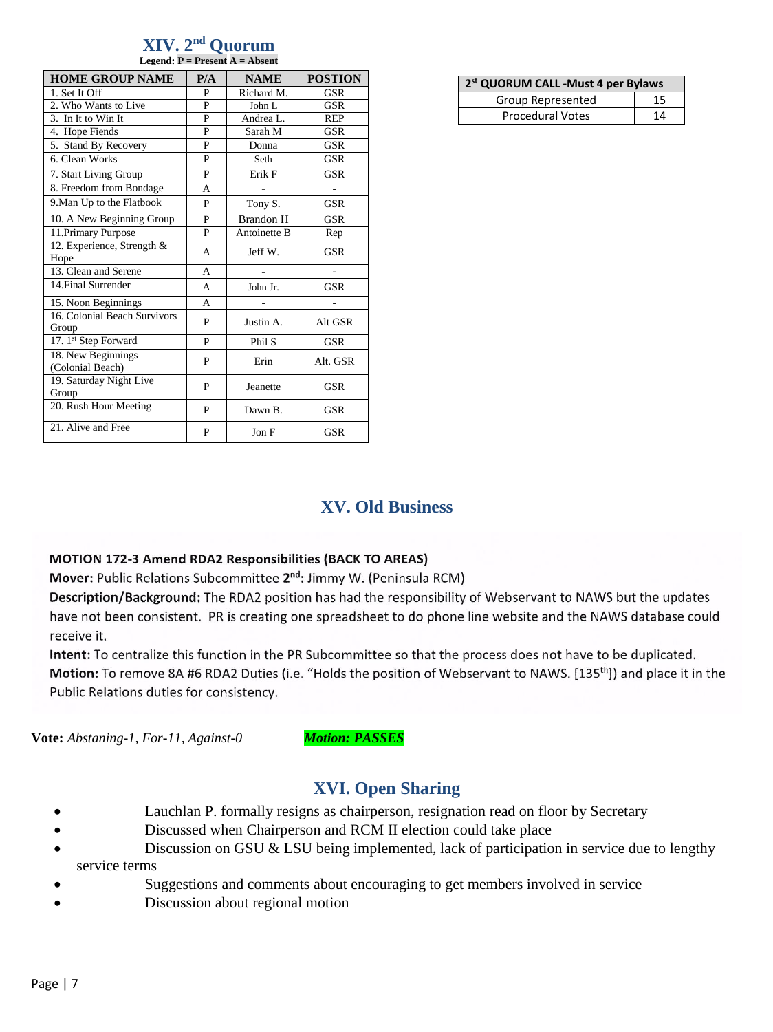## XIV. 2nd Quorum

**Legend: P = Present A = Absent**

| HOME GROUP NAME | P/A | NAME | POSTION |
|---|---|---|---|
| 1. Set It Off | P | Richard M. | GSR |
| 2. Who Wants to Live | P | John L | GSR |
| 3. In It to Win It | P | Andrea L. | REP |
| 4. Hope Fiends | P | Sarah M | GSR |
| 5. Stand By Recovery | P | Donna | GSR |
| 6. Clean Works | P | Seth | GSR |
| 7. Start Living Group | P | Erik F | GSR |
| 8. Freedom from Bondage | A | - | - |
| 9.Man Up to the Flatbook | P | Tony S. | GSR |
| 10. A New Beginning Group | P | Brandon H | GSR |
| 11.Primary Purpose | P | Antoinette B | Rep |
| 12. Experience, Strength & Hope | A | Jeff W. | GSR |
| 13. Clean and Serene | A | - | - |
| 14.Final Surrender | A | John Jr. | GSR |
| 15. Noon Beginnings | A | - | - |
| 16. Colonial Beach Survivors Group | P | Justin A. | Alt GSR |
| 17. 1st Step Forward | P | Phil S | GSR |
| 18. New Beginnings (Colonial Beach) | P | Erin | Alt. GSR |
| 19. Saturday Night Live Group | P | Jeanette | GSR |
| 20. Rush Hour Meeting | P | Dawn B. | GSR |
| 21. Alive and Free | P | Jon F | GSR |

| 2st QUORUM CALL -Must 4 per Bylaws | |
|---|---|
| Group Represented | 15 |
| Procedural Votes | 14 |

## XV. Old Business

**MOTION 172-3 Amend RDA2 Responsibilities (BACK TO AREAS)**

**Mover:** Public Relations Subcommittee **2nd:** Jimmy W. (Peninsula RCM)

**Description/Background:** The RDA2 position has had the responsibility of Webservant to NAWS but the updates have not been consistent. PR is creating one spreadsheet to do phone line website and the NAWS database could receive it.

**Intent:** To centralize this function in the PR Subcommittee so that the process does not have to be duplicated.

**Motion:** To remove 8A #6 RDA2 Duties (i.e. "Holds the position of Webservant to NAWS. [135th]) and place it in the Public Relations duties for consistency.

**Vote:** *Abstaning-1, For-11, Against-0* ***Motion: PASSES***

## XVI. Open Sharing

- Lauchlan P. formally resigns as chairperson, resignation read on floor by Secretary
- Discussed when Chairperson and RCM II election could take place
- Discussion on GSU & LSU being implemented, lack of participation in service due to lengthy service terms
- Suggestions and comments about encouraging to get members involved in service
- Discussion about regional motion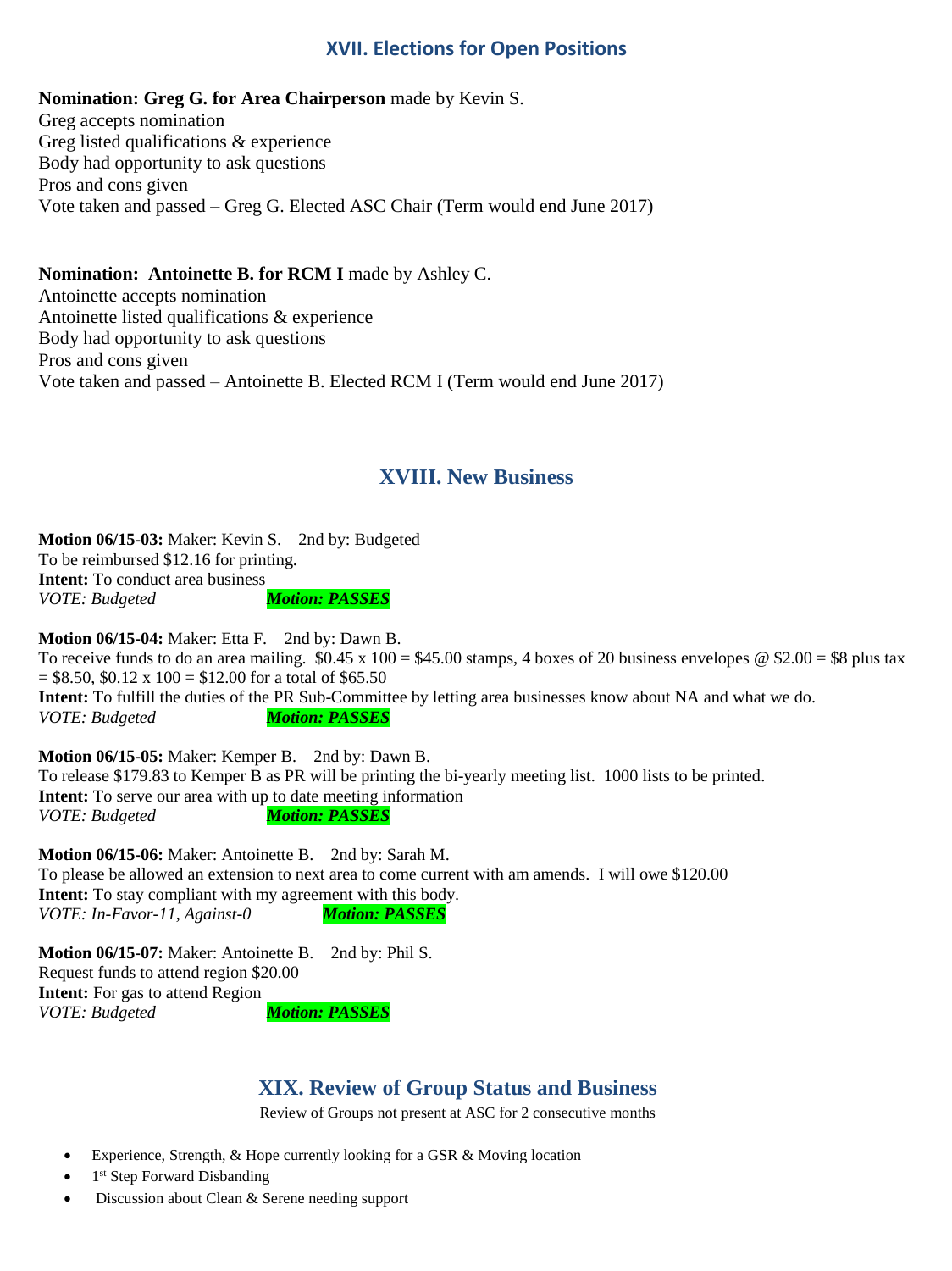## XVII. Elections for Open Positions

**Nomination: Greg G. for Area Chairperson** made by Kevin S.
Greg accepts nomination
Greg listed qualifications & experience
Body had opportunity to ask questions
Pros and cons given
Vote taken and passed – Greg G. Elected ASC Chair (Term would end June 2017)

**Nomination: Antoinette B. for RCM I** made by Ashley C.
Antoinette accepts nomination
Antoinette listed qualifications & experience
Body had opportunity to ask questions
Pros and cons given
Vote taken and passed – Antoinette B. Elected RCM I (Term would end June 2017)

## XVIII. New Business

**Motion 06/15-03:** Maker: Kevin S. 2nd by: Budgeted
To be reimbursed $12.16 for printing.
**Intent:** To conduct area business
*VOTE: Budgeted* ***Motion: PASSES***

**Motion 06/15-04:** Maker: Etta F. 2nd by: Dawn B.
To receive funds to do an area mailing. $0.45 x 100 = $45.00 stamps, 4 boxes of 20 business envelopes @ $2.00 = $8 plus tax = $8.50, $0.12 x 100 = $12.00 for a total of $65.50
**Intent:** To fulfill the duties of the PR Sub-Committee by letting area businesses know about NA and what we do.
*VOTE: Budgeted* ***Motion: PASSES***

**Motion 06/15-05:** Maker: Kemper B. 2nd by: Dawn B.
To release $179.83 to Kemper B as PR will be printing the bi-yearly meeting list. 1000 lists to be printed.
**Intent:** To serve our area with up to date meeting information
*VOTE: Budgeted* ***Motion: PASSES***

**Motion 06/15-06:** Maker: Antoinette B. 2nd by: Sarah M.
To please be allowed an extension to next area to come current with am amends. I will owe $120.00
**Intent:** To stay compliant with my agreement with this body.
*VOTE: In-Favor-11, Against-0* ***Motion: PASSES***

**Motion 06/15-07:** Maker: Antoinette B. 2nd by: Phil S.
Request funds to attend region $20.00
**Intent:** For gas to attend Region
*VOTE: Budgeted* ***Motion: PASSES***

## XIX. Review of Group Status and Business

Review of Groups not present at ASC for 2 consecutive months

- Experience, Strength, & Hope currently looking for a GSR & Moving location
- 1st Step Forward Disbanding
- Discussion about Clean & Serene needing support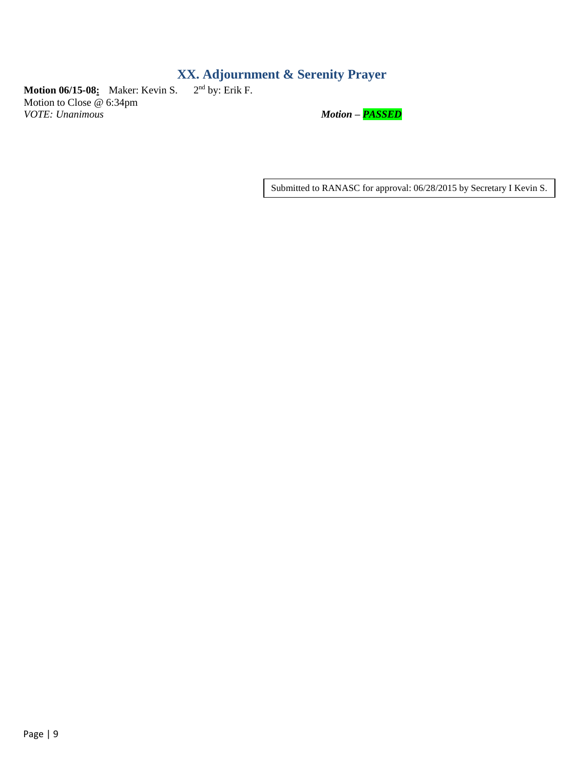## XX. Adjournment & Serenity Prayer

**Motion 06/15-08:** Maker: Kevin S. 2nd by: Erik F.
Motion to Close @ 6:34pm
*VOTE: Unanimous* ***Motion – PASSED***

Submitted to RANASC for approval: 06/28/2015 by Secretary I Kevin S.